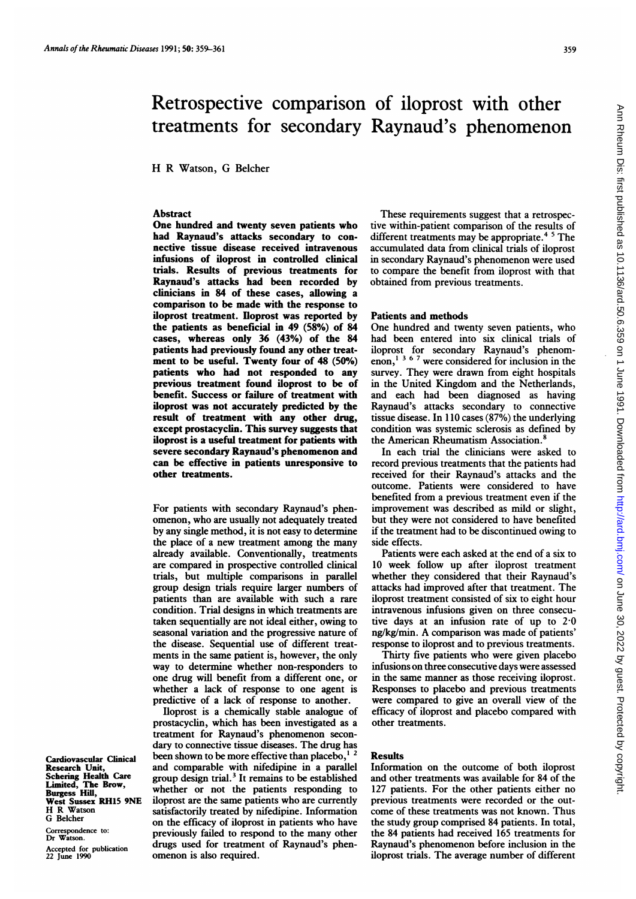# Retrospective comparison of iloprost with other treatments for secondary Raynaud's phenomenon

H R Watson, G Belcher

## Abstract

**One hundred and twenty seven patients who had Raynaud's attacks secondary to connective tissue disease received intravenous infusions of iloprost in controlled clinical trials. Results of previous treatments for Raynaud's attacks had been recorded by clinicians in 84 of these cases, allowing a comparison to be made with the response to iloprost treatment. Iloprost was reported by the patients as beneficial in 49 (58%) of 84 cases, whereas only 36 (43%) of the 84 patients had previously found any other treatment to be useful. Twenty four of 48 (50%) patients who had not responded to any previous treatment found iloprost to be of benefit. Success or failure of treatment with iloprost was not accurately predicted by the result of treatment with any other drug, except prostacyclin. This survey suggests that iloprost is a useful treatment for patients with severe secondary Raynaud's phenomenon and can be effective in patients unresponsive to other treatments.**

For patients with secondary Raynaud's phenomenon, who are usually not adequately treated by any single method, it is not easy to determine the place of a new treatment among the many already available. Conventionally, treatments are compared in prospective controlled clinical trials, but multiple comparisons in parallel group design trials require larger numbers of patients than are available with such a rare condition. Trial designs in which treatments are taken sequentially are not ideal either, owing to seasonal variation and the progressive nature of the disease. Sequential use of different treatments in the same patient is, however, the only way to determine whether non-responders to one drug will benefit from a different one, or whether a lack of response to one agent is predictive of a lack of response to another.

Iloprost is a chemically stable analogue of prostacyclin, which has been investigated as a treatment for Raynaud's phenomenon secondary to connective tissue diseases. The drug has been shown to be more effective than placebo,[1 2] and comparable with nifedipine in a parallel group design trial.[3] It remains to be established whether or not the patients responding to iloprost are the same patients who are currently satisfactorily treated by nifedipine. Information on the efficacy of iloprost in patients who have previously failed to respond to the many other drugs used for treatment of Raynaud's phenomenon is also required.

These requirements suggest that a retrospective within-patient comparison of the results of different treatments may be appropriate.[4 5] The accumulated data from clinical trials of iloprost in secondary Raynaud's phenomenon were used to compare the benefit from iloprost with that obtained from previous treatments.

## Patients and methods

One hundred and twenty seven patients, who had been entered into six clinical trials of iloprost for secondary Raynaud's phenomenon,[1 3 6 7] were considered for inclusion in the survey. They were drawn from eight hospitals in the United Kingdom and the Netherlands, and each had been diagnosed as having Raynaud's attacks secondary to connective tissue disease. In 110 cases (87%) the underlying condition was systemic sclerosis as defined by the American Rheumatism Association.[8]

In each trial the clinicians were asked to record previous treatments that the patients had received for their Raynaud's attacks and the outcome. Patients were considered to have benefited from a previous treatment even if the improvement was described as mild or slight, but they were not considered to have benefited if the treatment had to be discontinued owing to side effects.

Patients were each asked at the end of a six to 10 week follow up after iloprost treatment whether they considered that their Raynaud's attacks had improved after that treatment. The iloprost treatment consisted of six to eight hour intravenous infusions given on three consecutive days at an infusion rate of up to 2·0 ng/kg/min. A comparison was made of patients' response to iloprost and to previous treatments.

Thirty five patients who were given placebo infusions on three consecutive days were assessed in the same manner as those receiving iloprost. Responses to placebo and previous treatments were compared to give an overall view of the efficacy of iloprost and placebo compared with other treatments.

## Results

Information on the outcome of both iloprost and other treatments was available for 84 of the 127 patients. For the other patients either no previous treatments were recorded or the outcome of these treatments was not known. Thus the study group comprised 84 patients. In total, the 84 patients had received 165 treatments for Raynaud's phenomenon before inclusion in the iloprost trials. The average number of different

Cardiovascular Clinical Research Unit, Schering Health Care Limited, The Brow, Burgess Hill, West Sussex RH15 9NE
H R Watson
G Belcher

Correspondence to: Dr Watson.

Accepted for publication 22 June 1990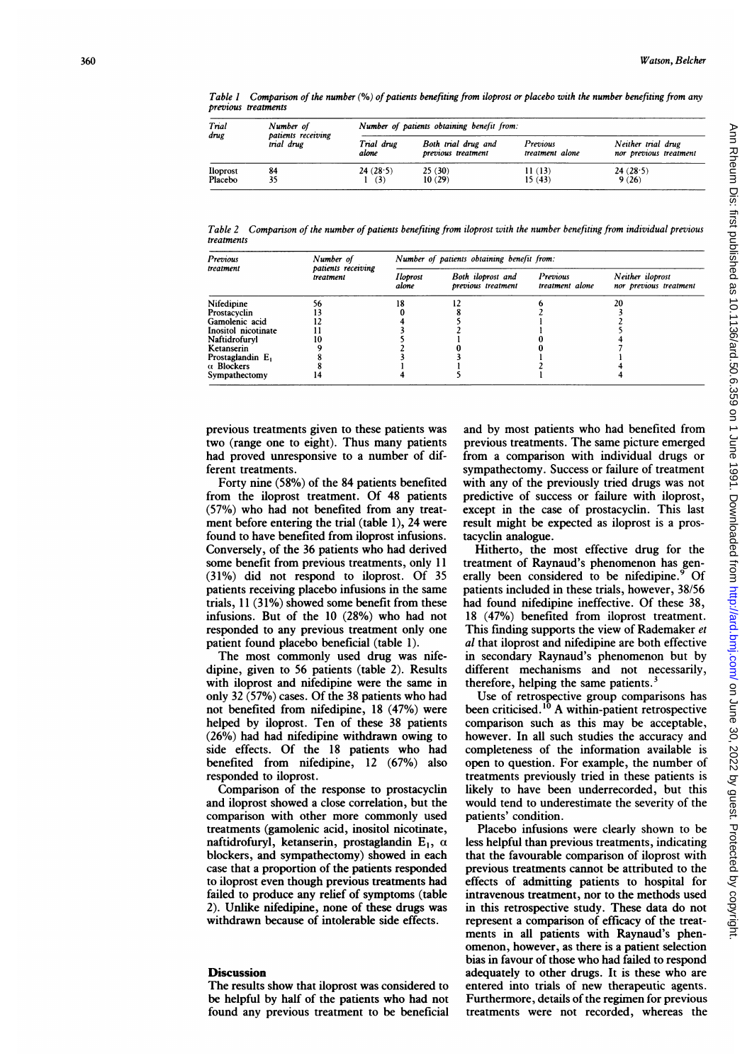*Table 1 Comparison of the number (%) of patients benefiting from iloprost or placebo with the number benefiting from any previous treatments*

| Trial drug | Number of patients receiving trial drug | Number of patients obtaining benefit from: | | | |
|---|---|---|---|---|---|
| | | Trial drug alone | Both trial drug and previous treatment | Previous treatment alone | Neither trial drug nor previous treatment |
| Iloprost | 84 | 24 (28·5) | 25 (30) | 11 (13) | 24 (28·5) |
| Placebo | 35 | 1 (3) | 10 (29) | 15 (43) | 9 (26) |

*Table 2 Comparison of the number of patients benefiting from iloprost with the number benefiting from individual previous treatments*

| Previous treatment | Number of patients receiving treatment | Number of patients obtaining benefit from: | | | |
|---|---|---|---|---|---|
| | | Iloprost alone | Both iloprost and previous treatment | Previous treatment alone | Neither iloprost nor previous treatment |
| Nifedipine | 56 | 18 | 12 | 6 | 20 |
| Prostacyclin | 13 | 0 | 8 | 2 | 3 |
| Gamolenic acid | 12 | 4 | 5 | 1 | 2 |
| Inositol nicotinate | 11 | 3 | 2 | 1 | 5 |
| Naftidrofuryl | 10 | 5 | 1 | 0 | 4 |
| Ketanserin | 9 | 2 | 0 | 0 | 7 |
| Prostaglandin $E_1$ | 8 | 3 | 3 | 1 | 1 |
| α Blockers | 8 | 1 | 1 | 2 | 4 |
| Sympathectomy | 14 | 4 | 5 | 1 | 4 |

previous treatments given to these patients was two (range one to eight). Thus many patients had proved unresponsive to a number of different treatments.

Forty nine (58%) of the 84 patients benefited from the iloprost treatment. Of 48 patients (57%) who had not benefited from any treatment before entering the trial (table 1), 24 were found to have benefited from iloprost infusions. Conversely, of the 36 patients who had derived some benefit from previous treatments, only 11 (31%) did not respond to iloprost. Of 35 patients receiving placebo infusions in the same trials, 11 (31%) showed some benefit from these infusions. But of the 10 (28%) who had not responded to any previous treatment only one patient found placebo beneficial (table 1).

The most commonly used drug was nifedipine, given to 56 patients (table 2). Results with iloprost and nifedipine were the same in only 32 (57%) cases. Of the 38 patients who had not benefited from nifedipine, 18 (47%) were helped by iloprost. Ten of these 38 patients (26%) had had nifedipine withdrawn owing to side effects. Of the 18 patients who had benefited from nifedipine, 12 (67%) also responded to iloprost.

Comparison of the response to prostacyclin and iloprost showed a close correlation, but the comparison with other more commonly used treatments (gamolenic acid, inositol nicotinate, naftidrofuryl, ketanserin, prostaglandin $E_1$, α blockers, and sympathectomy) showed in each case that a proportion of the patients responded to iloprost even though previous treatments had failed to produce any relief of symptoms (table 2). Unlike nifedipine, none of these drugs was withdrawn because of intolerable side effects.

## Discussion

The results show that iloprost was considered to be helpful by half of the patients who had not found any previous treatment to be beneficial and by most patients who had benefited from previous treatments. The same picture emerged from a comparison with individual drugs or sympathectomy. Success or failure of treatment with any of the previously tried drugs was not predictive of success or failure with iloprost, except in the case of prostacyclin. This last result might be expected as iloprost is a prostacyclin analogue.

Hitherto, the most effective drug for the treatment of Raynaud's phenomenon has generally been considered to be nifedipine.[9] Of patients included in these trials, however, 38/56 had found nifedipine ineffective. Of these 38, 18 (47%) benefited from iloprost treatment. This finding supports the view of Rademaker *et al* that iloprost and nifedipine are both effective in secondary Raynaud's phenomenon but by different mechanisms and not necessarily, therefore, helping the same patients.[3]

Use of retrospective group comparisons has been criticised.[10] A within-patient retrospective comparison such as this may be acceptable, however. In all such studies the accuracy and completeness of the information available is open to question. For example, the number of treatments previously tried in these patients is likely to have been underrecorded, but this would tend to underestimate the severity of the patients' condition.

Placebo infusions were clearly shown to be less helpful than previous treatments, indicating that the favourable comparison of iloprost with previous treatments cannot be attributed to the effects of admitting patients to hospital for intravenous treatment, nor to the methods used in this retrospective study. These data do not represent a comparison of efficacy of the treatments in all patients with Raynaud's phenomenon, however, as there is a patient selection bias in favour of those who had failed to respond adequately to other drugs. It is these who are entered into trials of new therapeutic agents. Furthermore, details of the regimen for previous treatments were not recorded, whereas the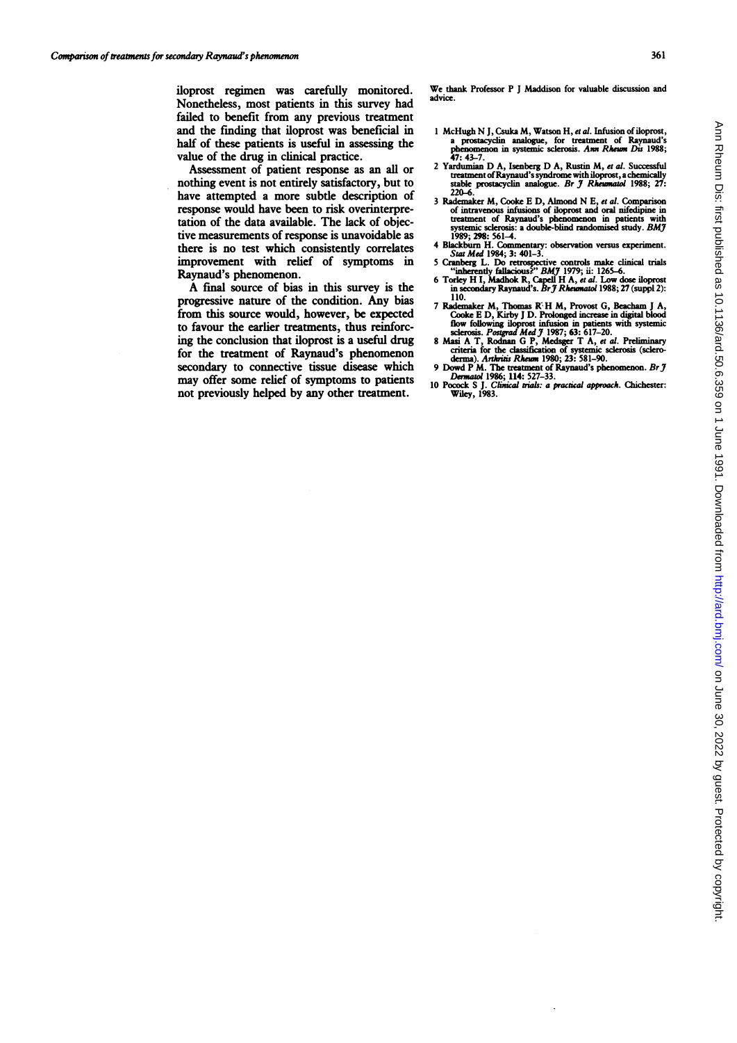iloprost regimen was carefully monitored. Nonetheless, most patients in this survey had failed to benefit from any previous treatment and the finding that iloprost was beneficial in half of these patients is useful in assessing the value of the drug in clinical practice.

Assessment of patient response as an all or nothing event is not entirely satisfactory, but to have attempted a more subtle description of response would have been to risk overinterpretation of the data available. The lack of objective measurements of response is unavoidable as there is no test which consistently correlates improvement with relief of symptoms in Raynaud's phenomenon.

A final source of bias in this survey is the progressive nature of the condition. Any bias from this source would, however, be expected to favour the earlier treatments, thus reinforcing the conclusion that iloprost is a useful drug for the treatment of Raynaud's phenomenon secondary to connective tissue disease which may offer some relief of symptoms to patients not previously helped by any other treatment.

We thank Professor P J Maddison for valuable discussion and advice.

1. McHugh N J, Csuka M, Watson H, *et al.* Infusion of iloprost, a prostacyclin analogue, for treatment of Raynaud's phenomenon in systemic sclerosis. *Ann Rheum Dis* 1988; **47**: 43–7.
2. Yardumian D A, Isenberg D A, Rustin M, *et al.* Successful treatment of Raynaud's syndrome with iloprost, a chemically stable prostacyclin analogue. *Br J Rheumatol* 1988; **27**: 220–6.
3. Rademaker M, Cooke E D, Almond N E, *et al.* Comparison of intravenous infusions of iloprost and oral nifedipine in treatment of Raynaud's phenomenon in patients with systemic sclerosis: a double-blind randomised study. *BMJ* 1989; **298**: 561–4.
4. Blackburn H. Commentary: observation versus experiment. *Stat Med* 1984; **3**: 401–3.
5. Cranberg L. Do retrospective controls make clinical trials "inherently fallacious?" *BMJ* 1979; **ii**: 1265–6.
6. Torley H I, Madhok R, Capell H A, *et al.* Low dose iloprost in secondary Raynaud's. *Br J Rheumatol* 1988; **27** (suppl 2): 110.
7. Rademaker M, Thomas R H M, Provost G, Beacham J A, Cooke E D, Kirby J D. Prolonged increase in digital blood flow following iloprost infusion in patients with systemic sclerosis. *Postgrad Med J* 1987; **63**: 617–20.
8. Masi A T, Rodnan G P, Medsger T A, *et al.* Preliminary criteria for the classification of systemic sclerosis (scleroderma). *Arthritis Rheum* 1980; **23**: 581–90.
9. Dowd P M. The treatment of Raynaud's phenomenon. *Br J Dermatol* 1986; **114**: 527–33.
10. Pocock S J. *Clinical trials: a practical approach.* Chichester: Wiley, 1983.